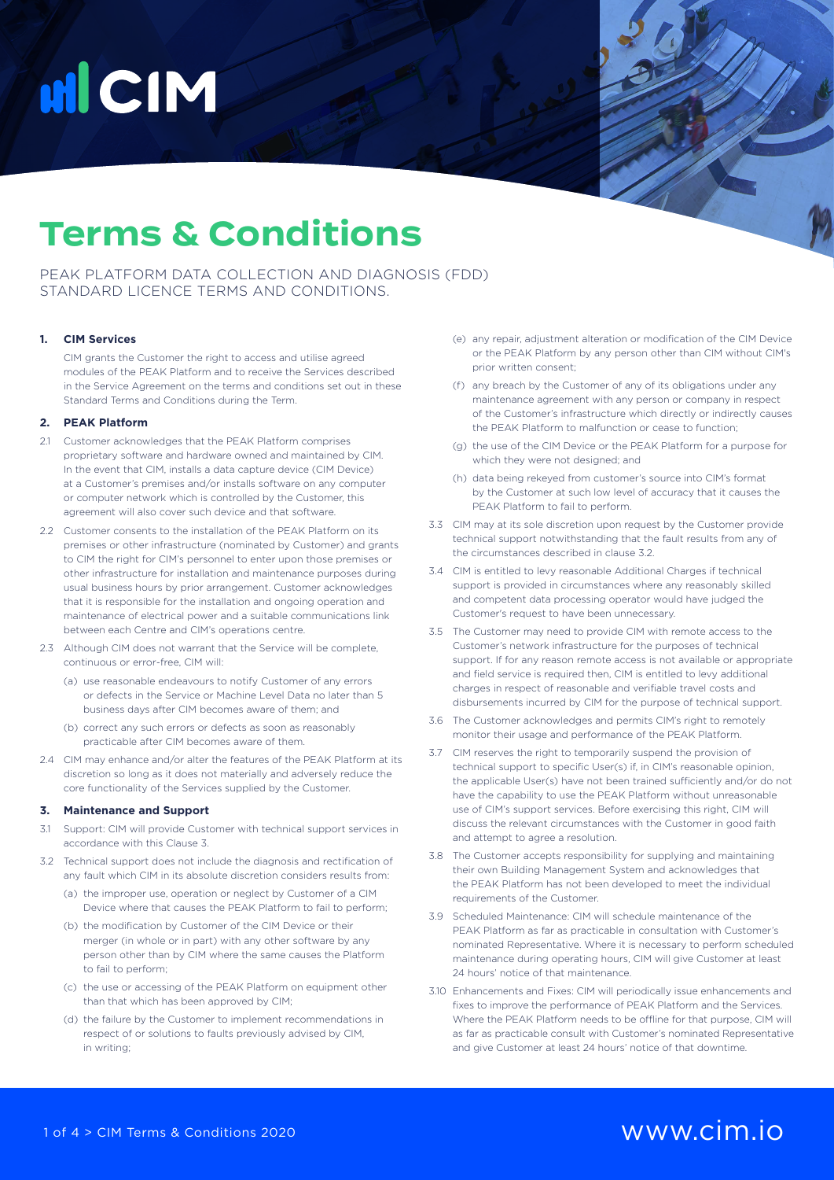# Terms & Conditions

PEAK PLATFORM DATA COLLECTION AND DIAGNOSIS (FDD) STANDARD LICENCE TERMS AND CONDITIONS.

### 1. CIM Services

CIM grants the Customer the right to access and utilise agreed modules of the PEAK Platform and to receive the Services described in the Service Agreement on the terms and conditions set out in these Standard Terms and Conditions during the Term.

### 2. PEAK Platform

2.1 Customer acknowledges that the PEAK Platform comprises proprietary software and hardware owned and maintained by CIM. In the event that CIM, installs a data capture device (CIM Device) at a Customer's premises and/or installs software on any computer or computer network which is controlled by the Customer, this agreement will also cover such device and that software.

2.2 Customer consents to the installation of the PEAK Platform on its premises or other infrastructure (nominated by Customer) and grants to CIM the right for CIM's personnel to enter upon those premises or other infrastructure for installation and maintenance purposes during usual business hours by prior arrangement. Customer acknowledges that it is responsible for the installation and ongoing operation and maintenance of electrical power and a suitable communications link between each Centre and CIM's operations centre.

2.3 Although CIM does not warrant that the Service will be complete, continuous or error-free, CIM will:

(a) use reasonable endeavours to notify Customer of any errors or defects in the Service or Machine Level Data no later than 5 business days after CIM becomes aware of them; and

(b) correct any such errors or defects as soon as reasonably practicable after CIM becomes aware of them.

2.4 CIM may enhance and/or alter the features of the PEAK Platform at its discretion so long as it does not materially and adversely reduce the core functionality of the Services supplied by the Customer.

### 3. Maintenance and Support

3.1 Support: CIM will provide Customer with technical support services in accordance with this Clause 3.

3.2 Technical support does not include the diagnosis and rectification of any fault which CIM in its absolute discretion considers results from:

(a) the improper use, operation or neglect by Customer of a CIM Device where that causes the PEAK Platform to fail to perform;

(b) the modification by Customer of the CIM Device or their merger (in whole or in part) with any other software by any person other than by CIM where the same causes the Platform to fail to perform;

(c) the use or accessing of the PEAK Platform on equipment other than that which has been approved by CIM;

(d) the failure by the Customer to implement recommendations in respect of or solutions to faults previously advised by CIM, in writing;

(e) any repair, adjustment alteration or modification of the CIM Device or the PEAK Platform by any person other than CIM without CIM's prior written consent;

(f) any breach by the Customer of any of its obligations under any maintenance agreement with any person or company in respect of the Customer's infrastructure which directly or indirectly causes the PEAK Platform to malfunction or cease to function;

(g) the use of the CIM Device or the PEAK Platform for a purpose for which they were not designed; and

(h) data being rekeyed from customer's source into CIM's format by the Customer at such low level of accuracy that it causes the PEAK Platform to fail to perform.

3.3 CIM may at its sole discretion upon request by the Customer provide technical support notwithstanding that the fault results from any of the circumstances described in clause 3.2.

3.4 CIM is entitled to levy reasonable Additional Charges if technical support is provided in circumstances where any reasonably skilled and competent data processing operator would have judged the Customer's request to have been unnecessary.

3.5 The Customer may need to provide CIM with remote access to the Customer's network infrastructure for the purposes of technical support. If for any reason remote access is not available or appropriate and field service is required then, CIM is entitled to levy additional charges in respect of reasonable and verifiable travel costs and disbursements incurred by CIM for the purpose of technical support.

3.6 The Customer acknowledges and permits CIM's right to remotely monitor their usage and performance of the PEAK Platform.

3.7 CIM reserves the right to temporarily suspend the provision of technical support to specific User(s) if, in CIM's reasonable opinion, the applicable User(s) have not been trained sufficiently and/or do not have the capability to use the PEAK Platform without unreasonable use of CIM's support services. Before exercising this right, CIM will discuss the relevant circumstances with the Customer in good faith and attempt to agree a resolution.

3.8 The Customer accepts responsibility for supplying and maintaining their own Building Management System and acknowledges that the PEAK Platform has not been developed to meet the individual requirements of the Customer.

3.9 Scheduled Maintenance: CIM will schedule maintenance of the PEAK Platform as far as practicable in consultation with Customer's nominated Representative. Where it is necessary to perform scheduled maintenance during operating hours, CIM will give Customer at least 24 hours' notice of that maintenance.

3.10 Enhancements and Fixes: CIM will periodically issue enhancements and fixes to improve the performance of PEAK Platform and the Services. Where the PEAK Platform needs to be offline for that purpose, CIM will as far as practicable consult with Customer's nominated Representative and give Customer at least 24 hours' notice of that downtime.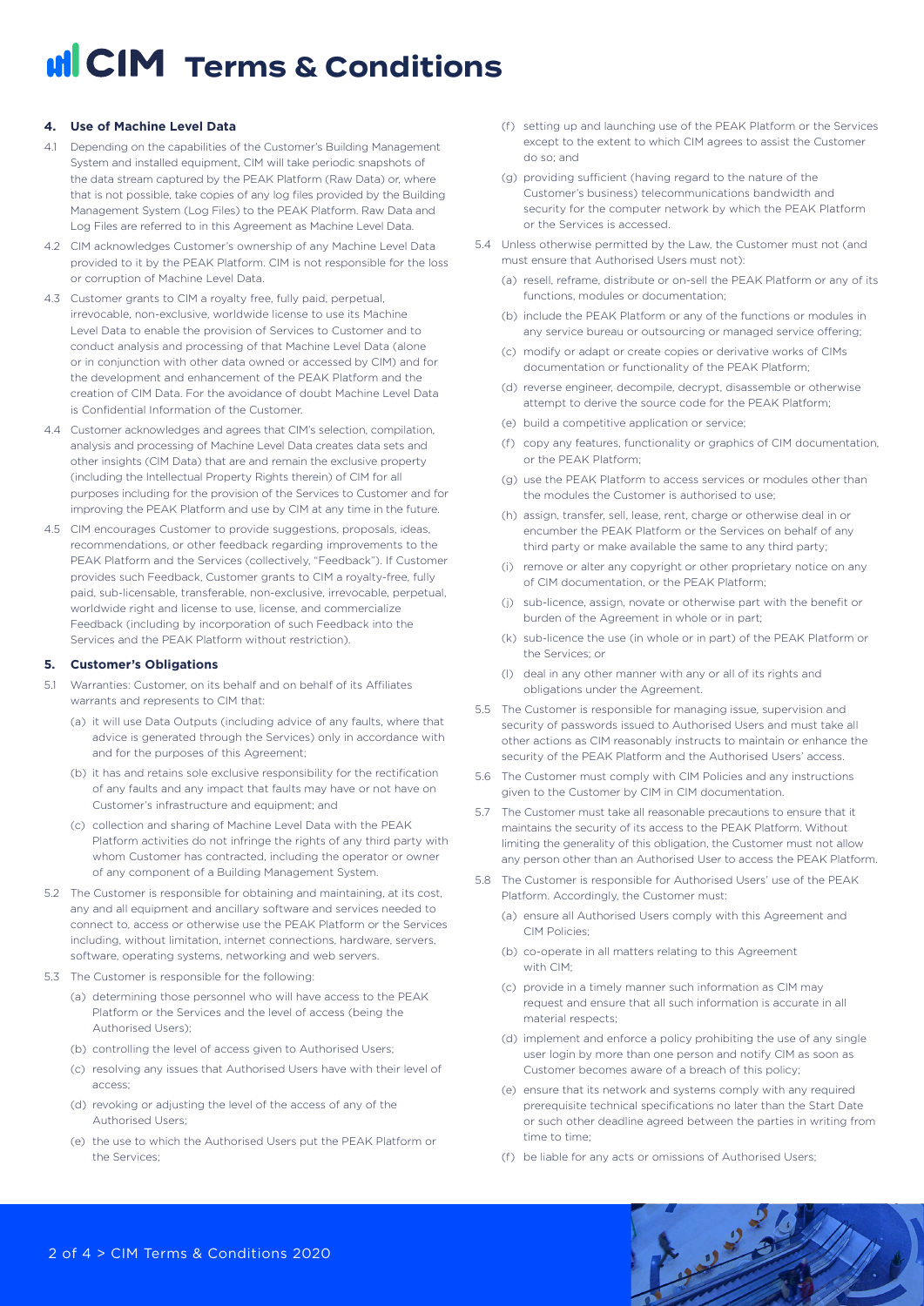## 4. Use of Machine Level Data

4.1 Depending on the capabilities of the Customer's Building Management System and installed equipment, CIM will take periodic snapshots of the data stream captured by the PEAK Platform (Raw Data) or, where that is not possible, take copies of any log files provided by the Building Management System (Log Files) to the PEAK Platform. Raw Data and Log Files are referred to in this Agreement as Machine Level Data.

4.2 CIM acknowledges Customer's ownership of any Machine Level Data provided to it by the PEAK Platform. CIM is not responsible for the loss or corruption of Machine Level Data.

4.3 Customer grants to CIM a royalty free, fully paid, perpetual, irrevocable, non-exclusive, worldwide license to use its Machine Level Data to enable the provision of Services to Customer and to conduct analysis and processing of that Machine Level Data (alone or in conjunction with other data owned or accessed by CIM) and for the development and enhancement of the PEAK Platform and the creation of CIM Data. For the avoidance of doubt Machine Level Data is Confidential Information of the Customer.

4.4 Customer acknowledges and agrees that CIM's selection, compilation, analysis and processing of Machine Level Data creates data sets and other insights (CIM Data) that are and remain the exclusive property (including the Intellectual Property Rights therein) of CIM for all purposes including for the provision of the Services to Customer and for improving the PEAK Platform and use by CIM at any time in the future.

4.5 CIM encourages Customer to provide suggestions, proposals, ideas, recommendations, or other feedback regarding improvements to the PEAK Platform and the Services (collectively, "Feedback"). If Customer provides such Feedback, Customer grants to CIM a royalty-free, fully paid, sub-licensable, transferable, non-exclusive, irrevocable, perpetual, worldwide right and license to use, license, and commercialize Feedback (including by incorporation of such Feedback into the Services and the PEAK Platform without restriction).

## 5. Customer's Obligations

5.1 Warranties: Customer, on its behalf and on behalf of its Affiliates warrants and represents to CIM that:

(a) it will use Data Outputs (including advice of any faults, where that advice is generated through the Services) only in accordance with and for the purposes of this Agreement;

(b) it has and retains sole exclusive responsibility for the rectification of any faults and any impact that faults may have or not have on Customer's infrastructure and equipment; and

(c) collection and sharing of Machine Level Data with the PEAK Platform activities do not infringe the rights of any third party with whom Customer has contracted, including the operator or owner of any component of a Building Management System.

5.2 The Customer is responsible for obtaining and maintaining, at its cost, any and all equipment and ancillary software and services needed to connect to, access or otherwise use the PEAK Platform or the Services including, without limitation, internet connections, hardware, servers, software, operating systems, networking and web servers.

5.3 The Customer is responsible for the following:

(a) determining those personnel who will have access to the PEAK Platform or the Services and the level of access (being the Authorised Users);

(b) controlling the level of access given to Authorised Users;

(c) resolving any issues that Authorised Users have with their level of access;

(d) revoking or adjusting the level of the access of any of the Authorised Users;

(e) the use to which the Authorised Users put the PEAK Platform or the Services;

(f) setting up and launching use of the PEAK Platform or the Services except to the extent to which CIM agrees to assist the Customer do so; and

(g) providing sufficient (having regard to the nature of the Customer's business) telecommunications bandwidth and security for the computer network by which the PEAK Platform or the Services is accessed.

5.4 Unless otherwise permitted by the Law, the Customer must not (and must ensure that Authorised Users must not):

(a) resell, reframe, distribute or on-sell the PEAK Platform or any of its functions, modules or documentation;

(b) include the PEAK Platform or any of the functions or modules in any service bureau or outsourcing or managed service offering;

(c) modify or adapt or create copies or derivative works of CIMs documentation or functionality of the PEAK Platform;

(d) reverse engineer, decompile, decrypt, disassemble or otherwise attempt to derive the source code for the PEAK Platform;

(e) build a competitive application or service;

(f) copy any features, functionality or graphics of CIM documentation, or the PEAK Platform;

(g) use the PEAK Platform to access services or modules other than the modules the Customer is authorised to use;

(h) assign, transfer, sell, lease, rent, charge or otherwise deal in or encumber the PEAK Platform or the Services on behalf of any third party or make available the same to any third party;

(i) remove or alter any copyright or other proprietary notice on any of CIM documentation, or the PEAK Platform;

(j) sub-licence, assign, novate or otherwise part with the benefit or burden of the Agreement in whole or in part;

(k) sub-licence the use (in whole or in part) of the PEAK Platform or the Services; or

(l) deal in any other manner with any or all of its rights and obligations under the Agreement.

5.5 The Customer is responsible for managing issue, supervision and security of passwords issued to Authorised Users and must take all other actions as CIM reasonably instructs to maintain or enhance the security of the PEAK Platform and the Authorised Users' access.

5.6 The Customer must comply with CIM Policies and any instructions given to the Customer by CIM in CIM documentation.

5.7 The Customer must take all reasonable precautions to ensure that it maintains the security of its access to the PEAK Platform. Without limiting the generality of this obligation, the Customer must not allow any person other than an Authorised User to access the PEAK Platform.

5.8 The Customer is responsible for Authorised Users' use of the PEAK Platform. Accordingly, the Customer must:

(a) ensure all Authorised Users comply with this Agreement and CIM Policies;

(b) co-operate in all matters relating to this Agreement with CIM;

(c) provide in a timely manner such information as CIM may request and ensure that all such information is accurate in all material respects;

(d) implement and enforce a policy prohibiting the use of any single user login by more than one person and notify CIM as soon as Customer becomes aware of a breach of this policy;

(e) ensure that its network and systems comply with any required prerequisite technical specifications no later than the Start Date or such other deadline agreed between the parties in writing from time to time;

(f) be liable for any acts or omissions of Authorised Users;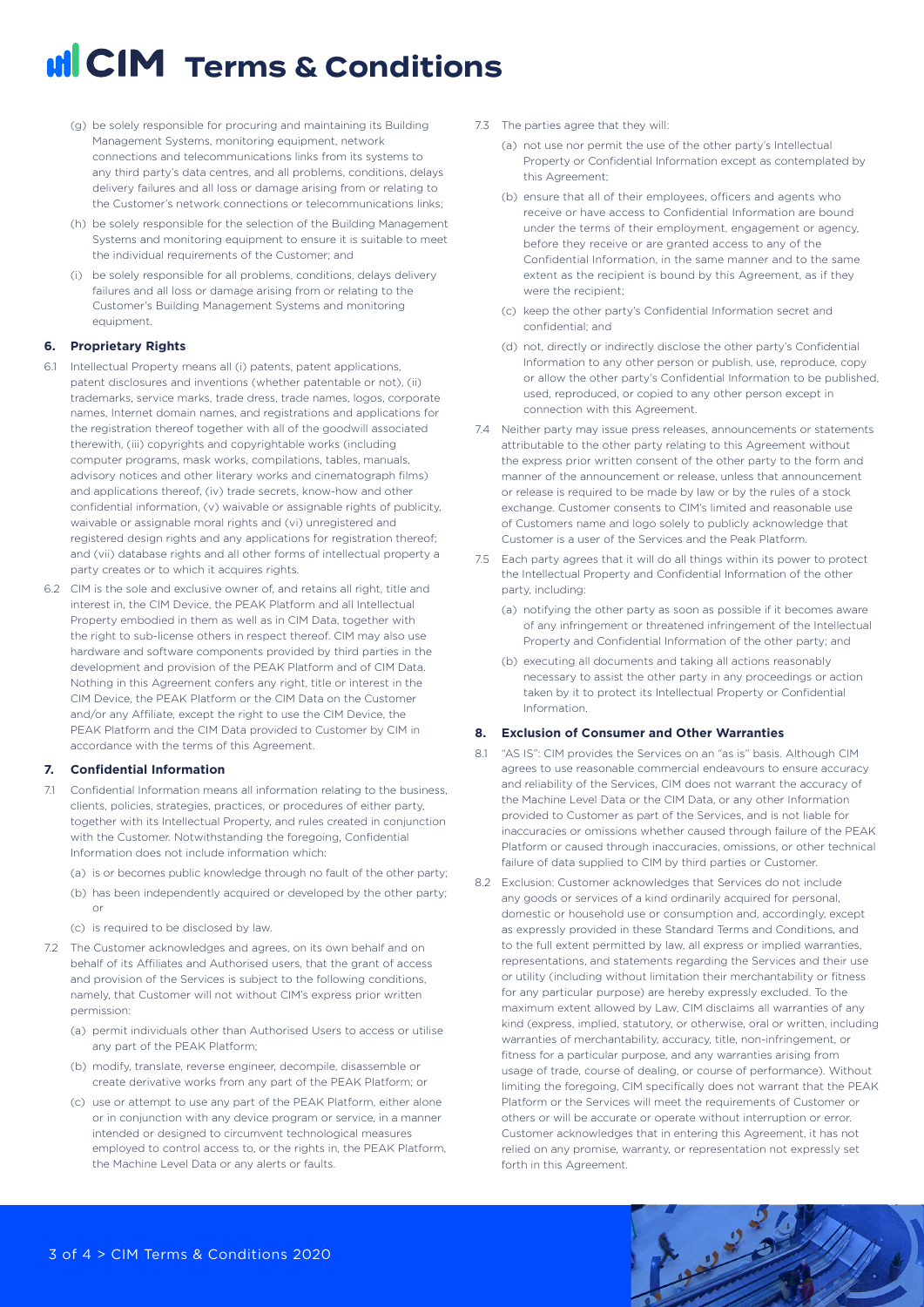# CIM Terms & Conditions

(g) be solely responsible for procuring and maintaining its Building Management Systems, monitoring equipment, network connections and telecommunications links from its systems to any third party's data centres, and all problems, conditions, delays delivery failures and all loss or damage arising from or relating to the Customer's network connections or telecommunications links;

(h) be solely responsible for the selection of the Building Management Systems and monitoring equipment to ensure it is suitable to meet the individual requirements of the Customer; and

(i) be solely responsible for all problems, conditions, delays delivery failures and all loss or damage arising from or relating to the Customer's Building Management Systems and monitoring equipment.

### 6. Proprietary Rights

6.1 Intellectual Property means all (i) patents, patent applications, patent disclosures and inventions (whether patentable or not), (ii) trademarks, service marks, trade dress, trade names, logos, corporate names, Internet domain names, and registrations and applications for the registration thereof together with all of the goodwill associated therewith, (iii) copyrights and copyrightable works (including computer programs, mask works, compilations, tables, manuals, advisory notices and other literary works and cinematograph films) and applications thereof, (iv) trade secrets, know-how and other confidential information, (v) waivable or assignable rights of publicity, waivable or assignable moral rights and (vi) unregistered and registered design rights and any applications for registration thereof; and (vii) database rights and all other forms of intellectual property a party creates or to which it acquires rights.

6.2 CIM is the sole and exclusive owner of, and retains all right, title and interest in, the CIM Device, the PEAK Platform and all Intellectual Property embodied in them as well as in CIM Data, together with the right to sub-license others in respect thereof. CIM may also use hardware and software components provided by third parties in the development and provision of the PEAK Platform and of CIM Data. Nothing in this Agreement confers any right, title or interest in the CIM Device, the PEAK Platform or the CIM Data on the Customer and/or any Affiliate, except the right to use the CIM Device, the PEAK Platform and the CIM Data provided to Customer by CIM in accordance with the terms of this Agreement.

### 7. Confidential Information

7.1 Confidential Information means all information relating to the business, clients, policies, strategies, practices, or procedures of either party, together with its Intellectual Property, and rules created in conjunction with the Customer. Notwithstanding the foregoing, Confidential Information does not include information which:

(a) is or becomes public knowledge through no fault of the other party;

(b) has been independently acquired or developed by the other party; or

(c) is required to be disclosed by law.

7.2 The Customer acknowledges and agrees, on its own behalf and on behalf of its Affiliates and Authorised users, that the grant of access and provision of the Services is subject to the following conditions, namely, that Customer will not without CIM's express prior written permission:

(a) permit individuals other than Authorised Users to access or utilise any part of the PEAK Platform;

(b) modify, translate, reverse engineer, decompile, disassemble or create derivative works from any part of the PEAK Platform; or

(c) use or attempt to use any part of the PEAK Platform, either alone or in conjunction with any device program or service, in a manner intended or designed to circumvent technological measures employed to control access to, or the rights in, the PEAK Platform, the Machine Level Data or any alerts or faults.

7.3 The parties agree that they will:

(a) not use nor permit the use of the other party's Intellectual Property or Confidential Information except as contemplated by this Agreement;

(b) ensure that all of their employees, officers and agents who receive or have access to Confidential Information are bound under the terms of their employment, engagement or agency, before they receive or are granted access to any of the Confidential Information, in the same manner and to the same extent as the recipient is bound by this Agreement, as if they were the recipient;

(c) keep the other party's Confidential Information secret and confidential; and

(d) not, directly or indirectly disclose the other party's Confidential Information to any other person or publish, use, reproduce, copy or allow the other party's Confidential Information to be published, used, reproduced, or copied to any other person except in connection with this Agreement.

7.4 Neither party may issue press releases, announcements or statements attributable to the other party relating to this Agreement without the express prior written consent of the other party to the form and manner of the announcement or release, unless that announcement or release is required to be made by law or by the rules of a stock exchange. Customer consents to CIM's limited and reasonable use of Customers name and logo solely to publicly acknowledge that Customer is a user of the Services and the Peak Platform.

7.5 Each party agrees that it will do all things within its power to protect the Intellectual Property and Confidential Information of the other party, including:

(a) notifying the other party as soon as possible if it becomes aware of any infringement or threatened infringement of the Intellectual Property and Confidential Information of the other party; and

(b) executing all documents and taking all actions reasonably necessary to assist the other party in any proceedings or action taken by it to protect its Intellectual Property or Confidential Information.

### 8. Exclusion of Consumer and Other Warranties

8.1 "AS IS": CIM provides the Services on an "as is" basis. Although CIM agrees to use reasonable commercial endeavours to ensure accuracy and reliability of the Services, CIM does not warrant the accuracy of the Machine Level Data or the CIM Data, or any other Information provided to Customer as part of the Services, and is not liable for inaccuracies or omissions whether caused through failure of the PEAK Platform or caused through inaccuracies, omissions, or other technical failure of data supplied to CIM by third parties or Customer.

8.2 Exclusion: Customer acknowledges that Services do not include any goods or services of a kind ordinarily acquired for personal, domestic or household use or consumption and, accordingly, except as expressly provided in these Standard Terms and Conditions, and to the full extent permitted by law, all express or implied warranties, representations, and statements regarding the Services and their use or utility (including without limitation their merchantability or fitness for any particular purpose) are hereby expressly excluded. To the maximum extent allowed by Law, CIM disclaims all warranties of any kind (express, implied, statutory, or otherwise, oral or written, including warranties of merchantability, accuracy, title, non-infringement, or fitness for a particular purpose, and any warranties arising from usage of trade, course of dealing, or course of performance). Without limiting the foregoing, CIM specifically does not warrant that the PEAK Platform or the Services will meet the requirements of Customer or others or will be accurate or operate without interruption or error. Customer acknowledges that in entering this Agreement, it has not relied on any promise, warranty, or representation not expressly set forth in this Agreement.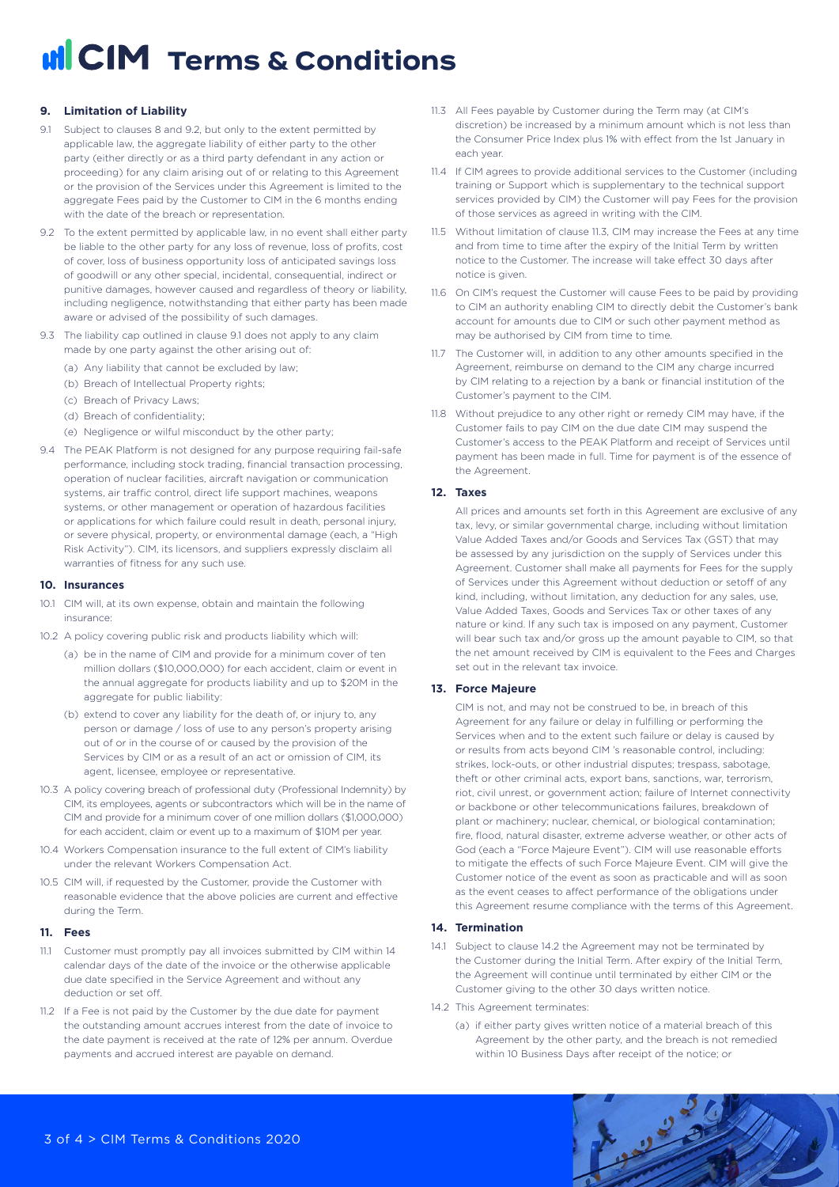# CIM Terms & Conditions

## 9. Limitation of Liability

9.1 Subject to clauses 8 and 9.2, but only to the extent permitted by applicable law, the aggregate liability of either party to the other party (either directly or as a third party defendant in any action or proceeding) for any claim arising out of or relating to this Agreement or the provision of the Services under this Agreement is limited to the aggregate Fees paid by the Customer to CIM in the 6 months ending with the date of the breach or representation.

9.2 To the extent permitted by applicable law, in no event shall either party be liable to the other party for any loss of revenue, loss of profits, cost of cover, loss of business opportunity loss of anticipated savings loss of goodwill or any other special, incidental, consequential, indirect or punitive damages, however caused and regardless of theory or liability, including negligence, notwithstanding that either party has been made aware or advised of the possibility of such damages.

9.3 The liability cap outlined in clause 9.1 does not apply to any claim made by one party against the other arising out of:

(a) Any liability that cannot be excluded by law;

(b) Breach of Intellectual Property rights;

(c) Breach of Privacy Laws;

(d) Breach of confidentiality;

(e) Negligence or wilful misconduct by the other party;

9.4 The PEAK Platform is not designed for any purpose requiring fail-safe performance, including stock trading, financial transaction processing, operation of nuclear facilities, aircraft navigation or communication systems, air traffic control, direct life support machines, weapons systems, or other management or operation of hazardous facilities or applications for which failure could result in death, personal injury, or severe physical, property, or environmental damage (each, a "High Risk Activity"). CIM, its licensors, and suppliers expressly disclaim all warranties of fitness for any such use.

## 10. Insurances

10.1 CIM will, at its own expense, obtain and maintain the following insurance:

10.2 A policy covering public risk and products liability which will:

(a) be in the name of CIM and provide for a minimum cover of ten million dollars ($10,000,000) for each accident, claim or event in the annual aggregate for products liability and up to $20M in the aggregate for public liability:

(b) extend to cover any liability for the death of, or injury to, any person or damage / loss of use to any person's property arising out of or in the course of or caused by the provision of the Services by CIM or as a result of an act or omission of CIM, its agent, licensee, employee or representative.

10.3 A policy covering breach of professional duty (Professional Indemnity) by CIM, its employees, agents or subcontractors which will be in the name of CIM and provide for a minimum cover of one million dollars ($1,000,000) for each accident, claim or event up to a maximum of $10M per year.

10.4 Workers Compensation insurance to the full extent of CIM's liability under the relevant Workers Compensation Act.

10.5 CIM will, if requested by the Customer, provide the Customer with reasonable evidence that the above policies are current and effective during the Term.

## 11. Fees

11.1 Customer must promptly pay all invoices submitted by CIM within 14 calendar days of the date of the invoice or the otherwise applicable due date specified in the Service Agreement and without any deduction or set off.

11.2 If a Fee is not paid by the Customer by the due date for payment the outstanding amount accrues interest from the date of invoice to the date payment is received at the rate of 12% per annum. Overdue payments and accrued interest are payable on demand.

11.3 All Fees payable by Customer during the Term may (at CIM's discretion) be increased by a minimum amount which is not less than the Consumer Price Index plus 1% with effect from the 1st January in each year.

11.4 If CIM agrees to provide additional services to the Customer (including training or Support which is supplementary to the technical support services provided by CIM) the Customer will pay Fees for the provision of those services as agreed in writing with the CIM.

11.5 Without limitation of clause 11.3, CIM may increase the Fees at any time and from time to time after the expiry of the Initial Term by written notice to the Customer. The increase will take effect 30 days after notice is given.

11.6 On CIM's request the Customer will cause Fees to be paid by providing to CIM an authority enabling CIM to directly debit the Customer's bank account for amounts due to CIM or such other payment method as may be authorised by CIM from time to time.

11.7 The Customer will, in addition to any other amounts specified in the Agreement, reimburse on demand to the CIM any charge incurred by CIM relating to a rejection by a bank or financial institution of the Customer's payment to the CIM.

11.8 Without prejudice to any other right or remedy CIM may have, if the Customer fails to pay CIM on the due date CIM may suspend the Customer's access to the PEAK Platform and receipt of Services until payment has been made in full. Time for payment is of the essence of the Agreement.

## 12. Taxes

All prices and amounts set forth in this Agreement are exclusive of any tax, levy, or similar governmental charge, including without limitation Value Added Taxes and/or Goods and Services Tax (GST) that may be assessed by any jurisdiction on the supply of Services under this Agreement. Customer shall make all payments for Fees for the supply of Services under this Agreement without deduction or setoff of any kind, including, without limitation, any deduction for any sales, use, Value Added Taxes, Goods and Services Tax or other taxes of any nature or kind. If any such tax is imposed on any payment, Customer will bear such tax and/or gross up the amount payable to CIM, so that the net amount received by CIM is equivalent to the Fees and Charges set out in the relevant tax invoice.

## 13. Force Majeure

CIM is not, and may not be construed to be, in breach of this Agreement for any failure or delay in fulfilling or performing the Services when and to the extent such failure or delay is caused by or results from acts beyond CIM 's reasonable control, including: strikes, lock-outs, or other industrial disputes; trespass, sabotage, theft or other criminal acts, export bans, sanctions, war, terrorism, riot, civil unrest, or government action; failure of Internet connectivity or backbone or other telecommunications failures, breakdown of plant or machinery; nuclear, chemical, or biological contamination; fire, flood, natural disaster, extreme adverse weather, or other acts of God (each a "Force Majeure Event"). CIM will use reasonable efforts to mitigate the effects of such Force Majeure Event. CIM will give the Customer notice of the event as soon as practicable and will as soon as the event ceases to affect performance of the obligations under this Agreement resume compliance with the terms of this Agreement.

## 14. Termination

14.1 Subject to clause 14.2 the Agreement may not be terminated by the Customer during the Initial Term. After expiry of the Initial Term, the Agreement will continue until terminated by either CIM or the Customer giving to the other 30 days written notice.

14.2 This Agreement terminates:

(a) if either party gives written notice of a material breach of this Agreement by the other party, and the breach is not remedied within 10 Business Days after receipt of the notice; or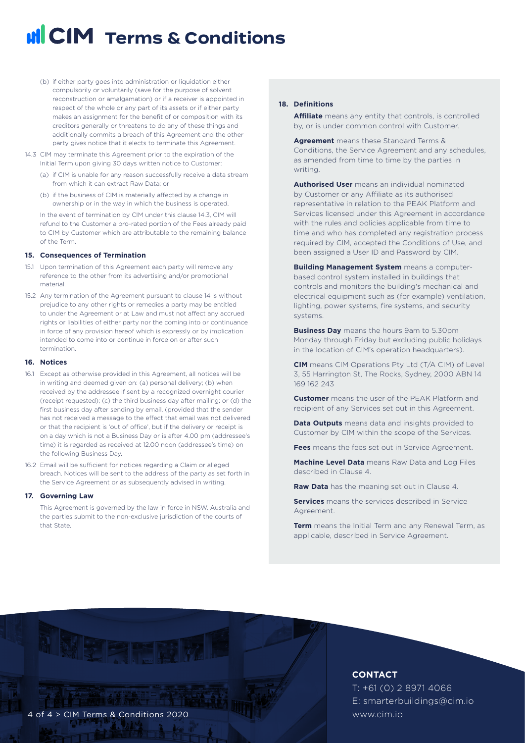# CIM Terms & Conditions

(b) if either party goes into administration or liquidation either compulsorily or voluntarily (save for the purpose of solvent reconstruction or amalgamation) or if a receiver is appointed in respect of the whole or any part of its assets or if either party makes an assignment for the benefit of or composition with its creditors generally or threatens to do any of these things and additionally commits a breach of this Agreement and the other party gives notice that it elects to terminate this Agreement.

14.3 CIM may terminate this Agreement prior to the expiration of the Initial Term upon giving 30 days written notice to Customer:

(a) if CIM is unable for any reason successfully receive a data stream from which it can extract Raw Data; or

(b) if the business of CIM is materially affected by a change in ownership or in the way in which the business is operated.

In the event of termination by CIM under this clause 14.3, CIM will refund to the Customer a pro-rated portion of the Fees already paid to CIM by Customer which are attributable to the remaining balance of the Term.

### 15. Consequences of Termination

15.1 Upon termination of this Agreement each party will remove any reference to the other from its advertising and/or promotional material.

15.2 Any termination of the Agreement pursuant to clause 14 is without prejudice to any other rights or remedies a party may be entitled to under the Agreement or at Law and must not affect any accrued rights or liabilities of either party nor the coming into or continuance in force of any provision hereof which is expressly or by implication intended to come into or continue in force on or after such termination.

### 16. Notices

16.1 Except as otherwise provided in this Agreement, all notices will be in writing and deemed given on: (a) personal delivery; (b) when received by the addressee if sent by a recognized overnight courier (receipt requested); (c) the third business day after mailing; or (d) the first business day after sending by email, (provided that the sender has not received a message to the effect that email was not delivered or that the recipient is 'out of office', but if the delivery or receipt is on a day which is not a Business Day or is after 4.00 pm (addressee's time) it is regarded as received at 12.00 noon (addressee's time) on the following Business Day.

16.2 Email will be sufficient for notices regarding a Claim or alleged breach. Notices will be sent to the address of the party as set forth in the Service Agreement or as subsequently advised in writing.

### 17. Governing Law

This Agreement is governed by the law in force in NSW, Australia and the parties submit to the non-exclusive jurisdiction of the courts of that State.

### 18. Definitions

**Affiliate** means any entity that controls, is controlled by, or is under common control with Customer.

**Agreement** means these Standard Terms & Conditions, the Service Agreement and any schedules, as amended from time to time by the parties in writing.

**Authorised User** means an individual nominated by Customer or any Affiliate as its authorised representative in relation to the PEAK Platform and Services licensed under this Agreement in accordance with the rules and policies applicable from time to time and who has completed any registration process required by CIM, accepted the Conditions of Use, and been assigned a User ID and Password by CIM.

**Building Management System** means a computer-based control system installed in buildings that controls and monitors the building's mechanical and electrical equipment such as (for example) ventilation, lighting, power systems, fire systems, and security systems.

**Business Day** means the hours 9am to 5.30pm Monday through Friday but excluding public holidays in the location of CIM's operation headquarters).

**CIM** means CIM Operations Pty Ltd (T/A CIM) of Level 3, 55 Harrington St, The Rocks, Sydney, 2000 ABN 14 169 162 243

**Customer** means the user of the PEAK Platform and recipient of any Services set out in this Agreement.

**Data Outputs** means data and insights provided to Customer by CIM within the scope of the Services.

**Fees** means the fees set out in Service Agreement.

**Machine Level Data** means Raw Data and Log Files described in Clause 4.

**Raw Data** has the meaning set out in Clause 4.

**Services** means the services described in Service Agreement.

**Term** means the Initial Term and any Renewal Term, as applicable, described in Service Agreement.

**CONTACT**

T: +61 (0) 2 8971 4066
E: smarterbuildings@cim.io
www.cim.io